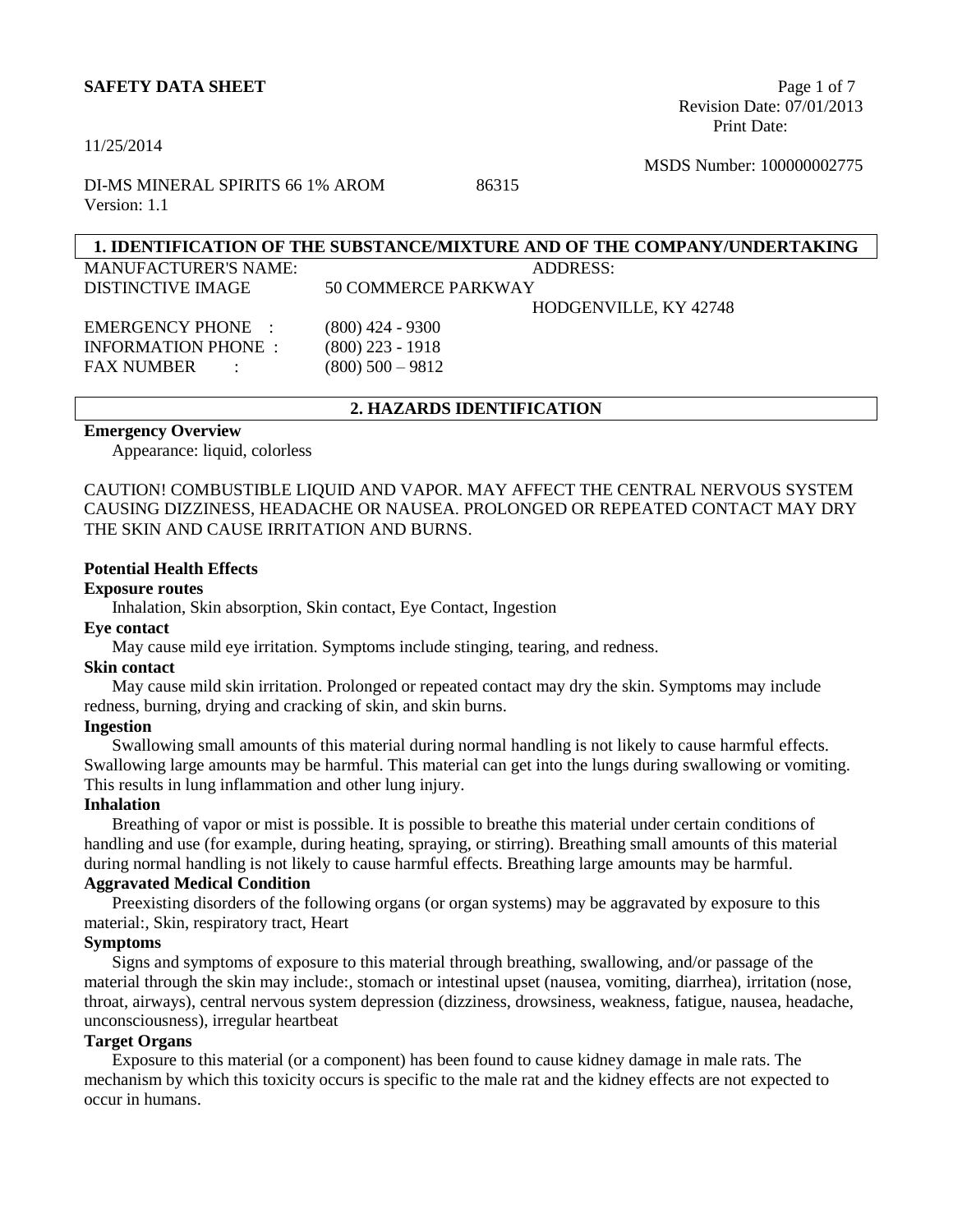**SAFETY DATA SHEET**

Revision Date: 07/01/2013
Print Date: 11/25/2014

MSDS Number: 100000002775

DI-MS MINERAL SPIRITS 66 1% AROM 86315
Version: 1.1

## 1. IDENTIFICATION OF THE SUBSTANCE/MIXTURE AND OF THE COMPANY/UNDERTAKING

MANUFACTURER'S NAME: DISTINCTIVE IMAGE

ADDRESS: 50 COMMERCE PARKWAY
HODGENVILLE, KY 42748

EMERGENCY PHONE : (800) 424 - 9300
INFORMATION PHONE : (800) 223 - 1918
FAX NUMBER : (800) 500 – 9812

## 2. HAZARDS IDENTIFICATION

**Emergency Overview**

Appearance: liquid, colorless

CAUTION! COMBUSTIBLE LIQUID AND VAPOR. MAY AFFECT THE CENTRAL NERVOUS SYSTEM CAUSING DIZZINESS, HEADACHE OR NAUSEA. PROLONGED OR REPEATED CONTACT MAY DRY THE SKIN AND CAUSE IRRITATION AND BURNS.

**Potential Health Effects**

**Exposure routes**

Inhalation, Skin absorption, Skin contact, Eye Contact, Ingestion

**Eye contact**

May cause mild eye irritation. Symptoms include stinging, tearing, and redness.

**Skin contact**

May cause mild skin irritation. Prolonged or repeated contact may dry the skin. Symptoms may include redness, burning, drying and cracking of skin, and skin burns.

**Ingestion**

Swallowing small amounts of this material during normal handling is not likely to cause harmful effects. Swallowing large amounts may be harmful. This material can get into the lungs during swallowing or vomiting. This results in lung inflammation and other lung injury.

**Inhalation**

Breathing of vapor or mist is possible. It is possible to breathe this material under certain conditions of handling and use (for example, during heating, spraying, or stirring). Breathing small amounts of this material during normal handling is not likely to cause harmful effects. Breathing large amounts may be harmful.

**Aggravated Medical Condition**

Preexisting disorders of the following organs (or organ systems) may be aggravated by exposure to this material:, Skin, respiratory tract, Heart

**Symptoms**

Signs and symptoms of exposure to this material through breathing, swallowing, and/or passage of the material through the skin may include:, stomach or intestinal upset (nausea, vomiting, diarrhea), irritation (nose, throat, airways), central nervous system depression (dizziness, drowsiness, weakness, fatigue, nausea, headache, unconsciousness), irregular heartbeat

**Target Organs**

Exposure to this material (or a component) has been found to cause kidney damage in male rats. The mechanism by which this toxicity occurs is specific to the male rat and the kidney effects are not expected to occur in humans.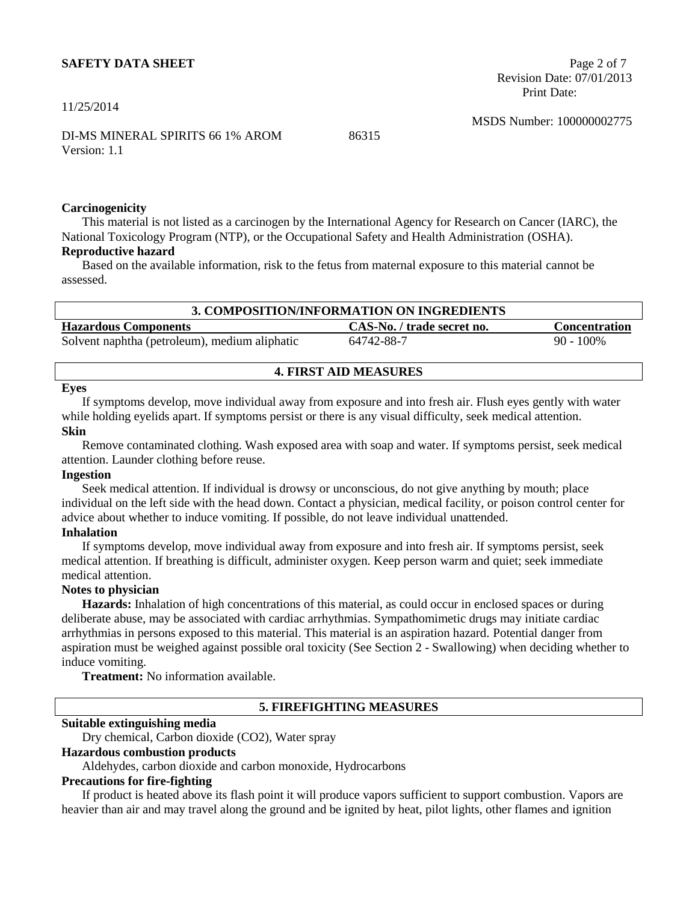### Carcinogenicity

This material is not listed as a carcinogen by the International Agency for Research on Cancer (IARC), the National Toxicology Program (NTP), or the Occupational Safety and Health Administration (OSHA).

### Reproductive hazard

Based on the available information, risk to the fetus from maternal exposure to this material cannot be assessed.

## 3. COMPOSITION/INFORMATION ON INGREDIENTS

| Hazardous Components | CAS-No. / trade secret no. | Concentration |
|---|---|---|
| Solvent naphtha (petroleum), medium aliphatic | 64742-88-7 | 90 - 100% |

## 4. FIRST AID MEASURES

### Eyes

If symptoms develop, move individual away from exposure and into fresh air. Flush eyes gently with water while holding eyelids apart. If symptoms persist or there is any visual difficulty, seek medical attention.

### Skin

Remove contaminated clothing. Wash exposed area with soap and water. If symptoms persist, seek medical attention. Launder clothing before reuse.

### Ingestion

Seek medical attention. If individual is drowsy or unconscious, do not give anything by mouth; place individual on the left side with the head down. Contact a physician, medical facility, or poison control center for advice about whether to induce vomiting. If possible, do not leave individual unattended.

### Inhalation

If symptoms develop, move individual away from exposure and into fresh air. If symptoms persist, seek medical attention. If breathing is difficult, administer oxygen. Keep person warm and quiet; seek immediate medical attention.

### Notes to physician

**Hazards:** Inhalation of high concentrations of this material, as could occur in enclosed spaces or during deliberate abuse, may be associated with cardiac arrhythmias. Sympathomimetic drugs may initiate cardiac arrhythmias in persons exposed to this material. This material is an aspiration hazard. Potential danger from aspiration must be weighed against possible oral toxicity (See Section 2 - Swallowing) when deciding whether to induce vomiting.

**Treatment:** No information available.

## 5. FIREFIGHTING MEASURES

### Suitable extinguishing media

Dry chemical, Carbon dioxide ($CO_2$), Water spray

### Hazardous combustion products

Aldehydes, carbon dioxide and carbon monoxide, Hydrocarbons

### Precautions for fire-fighting

If product is heated above its flash point it will produce vapors sufficient to support combustion. Vapors are heavier than air and may travel along the ground and be ignited by heat, pilot lights, other flames and ignition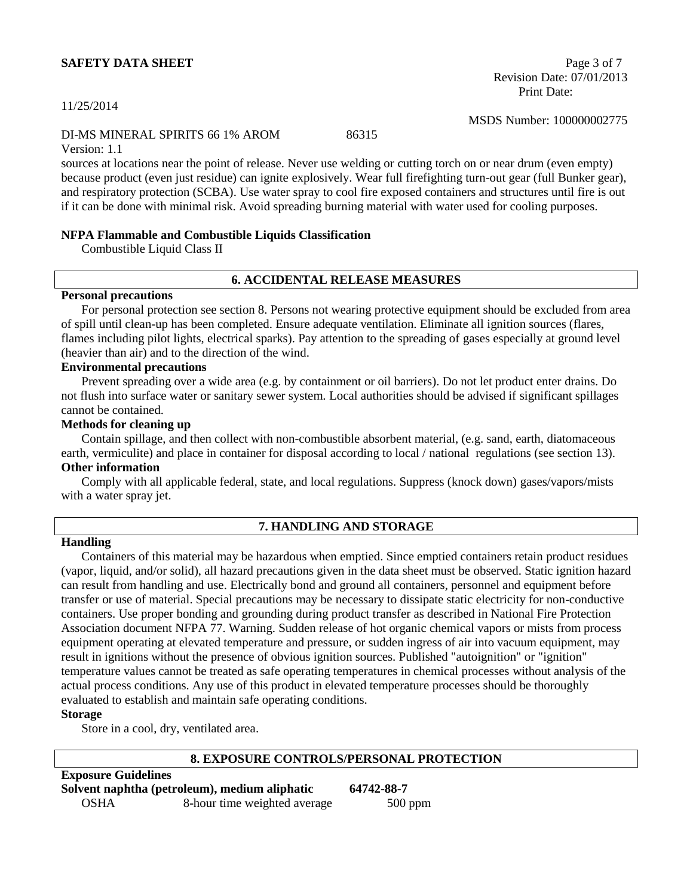sources at locations near the point of release. Never use welding or cutting torch on or near drum (even empty) because product (even just residue) can ignite explosively. Wear full firefighting turn-out gear (full Bunker gear), and respiratory protection (SCBA). Use water spray to cool fire exposed containers and structures until fire is out if it can be done with minimal risk. Avoid spreading burning material with water used for cooling purposes.

**NFPA Flammable and Combustible Liquids Classification**

Combustible Liquid Class II

## 6. ACCIDENTAL RELEASE MEASURES

**Personal precautions**

For personal protection see section 8. Persons not wearing protective equipment should be excluded from area of spill until clean-up has been completed. Ensure adequate ventilation. Eliminate all ignition sources (flares, flames including pilot lights, electrical sparks). Pay attention to the spreading of gases especially at ground level (heavier than air) and to the direction of the wind.

**Environmental precautions**

Prevent spreading over a wide area (e.g. by containment or oil barriers). Do not let product enter drains. Do not flush into surface water or sanitary sewer system. Local authorities should be advised if significant spillages cannot be contained.

**Methods for cleaning up**

Contain spillage, and then collect with non-combustible absorbent material, (e.g. sand, earth, diatomaceous earth, vermiculite) and place in container for disposal according to local / national regulations (see section 13).

**Other information**

Comply with all applicable federal, state, and local regulations. Suppress (knock down) gases/vapors/mists with a water spray jet.

## 7. HANDLING AND STORAGE

**Handling**

Containers of this material may be hazardous when emptied. Since emptied containers retain product residues (vapor, liquid, and/or solid), all hazard precautions given in the data sheet must be observed. Static ignition hazard can result from handling and use. Electrically bond and ground all containers, personnel and equipment before transfer or use of material. Special precautions may be necessary to dissipate static electricity for non-conductive containers. Use proper bonding and grounding during product transfer as described in National Fire Protection Association document NFPA 77. Warning. Sudden release of hot organic chemical vapors or mists from process equipment operating at elevated temperature and pressure, or sudden ingress of air into vacuum equipment, may result in ignitions without the presence of obvious ignition sources. Published "autoignition" or "ignition" temperature values cannot be treated as safe operating temperatures in chemical processes without analysis of the actual process conditions. Any use of this product in elevated temperature processes should be thoroughly evaluated to establish and maintain safe operating conditions.

**Storage**

Store in a cool, dry, ventilated area.

## 8. EXPOSURE CONTROLS/PERSONAL PROTECTION

**Exposure Guidelines**

**Solvent naphtha (petroleum), medium aliphatic 64742-88-7**

| OSHA | 8-hour time weighted average | 500 ppm |
|---|---|---|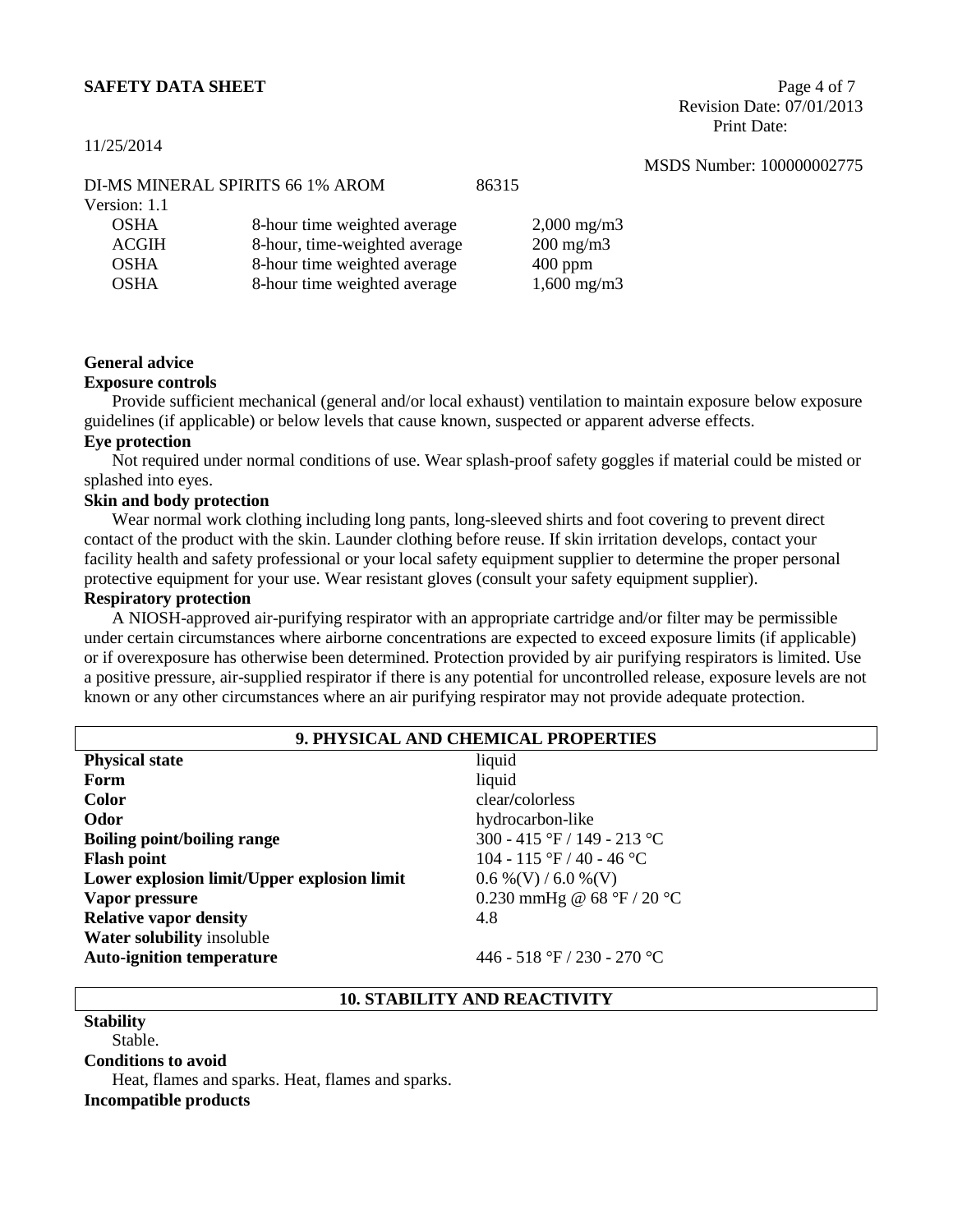DI-MS MINERAL SPIRITS 66 1% AROM 86315

Version: 1.1

| | | |
|---|---|---|
| OSHA | 8-hour time weighted average | 2,000 mg/m3 |
| ACGIH | 8-hour, time-weighted average | 200 mg/m3 |
| OSHA | 8-hour time weighted average | 400 ppm |
| OSHA | 8-hour time weighted average | 1,600 mg/m3 |

**General advice**

**Exposure controls**

Provide sufficient mechanical (general and/or local exhaust) ventilation to maintain exposure below exposure guidelines (if applicable) or below levels that cause known, suspected or apparent adverse effects.

**Eye protection**

Not required under normal conditions of use. Wear splash-proof safety goggles if material could be misted or splashed into eyes.

**Skin and body protection**

Wear normal work clothing including long pants, long-sleeved shirts and foot covering to prevent direct contact of the product with the skin. Launder clothing before reuse. If skin irritation develops, contact your facility health and safety professional or your local safety equipment supplier to determine the proper personal protective equipment for your use. Wear resistant gloves (consult your safety equipment supplier).

**Respiratory protection**

A NIOSH-approved air-purifying respirator with an appropriate cartridge and/or filter may be permissible under certain circumstances where airborne concentrations are expected to exceed exposure limits (if applicable) or if overexposure has otherwise been determined. Protection provided by air purifying respirators is limited. Use a positive pressure, air-supplied respirator if there is any potential for uncontrolled release, exposure levels are not known or any other circumstances where an air purifying respirator may not provide adequate protection.

## 9. PHYSICAL AND CHEMICAL PROPERTIES

| | |
|---|---|
| **Physical state** | liquid |
| **Form** | liquid |
| **Color** | clear/colorless |
| **Odor** | hydrocarbon-like |
| **Boiling point/boiling range** | 300 - 415 °F / 149 - 213 °C |
| **Flash point** | 104 - 115 °F / 40 - 46 °C |
| **Lower explosion limit/Upper explosion limit** | 0.6 %(V) / 6.0 %(V) |
| **Vapor pressure** | 0.230 mmHg @ 68 °F / 20 °C |
| **Relative vapor density** | 4.8 |
| **Water solubility** insoluble | |
| **Auto-ignition temperature** | 446 - 518 °F / 230 - 270 °C |

## 10. STABILITY AND REACTIVITY

**Stability**

Stable.

**Conditions to avoid**

Heat, flames and sparks. Heat, flames and sparks.

**Incompatible products**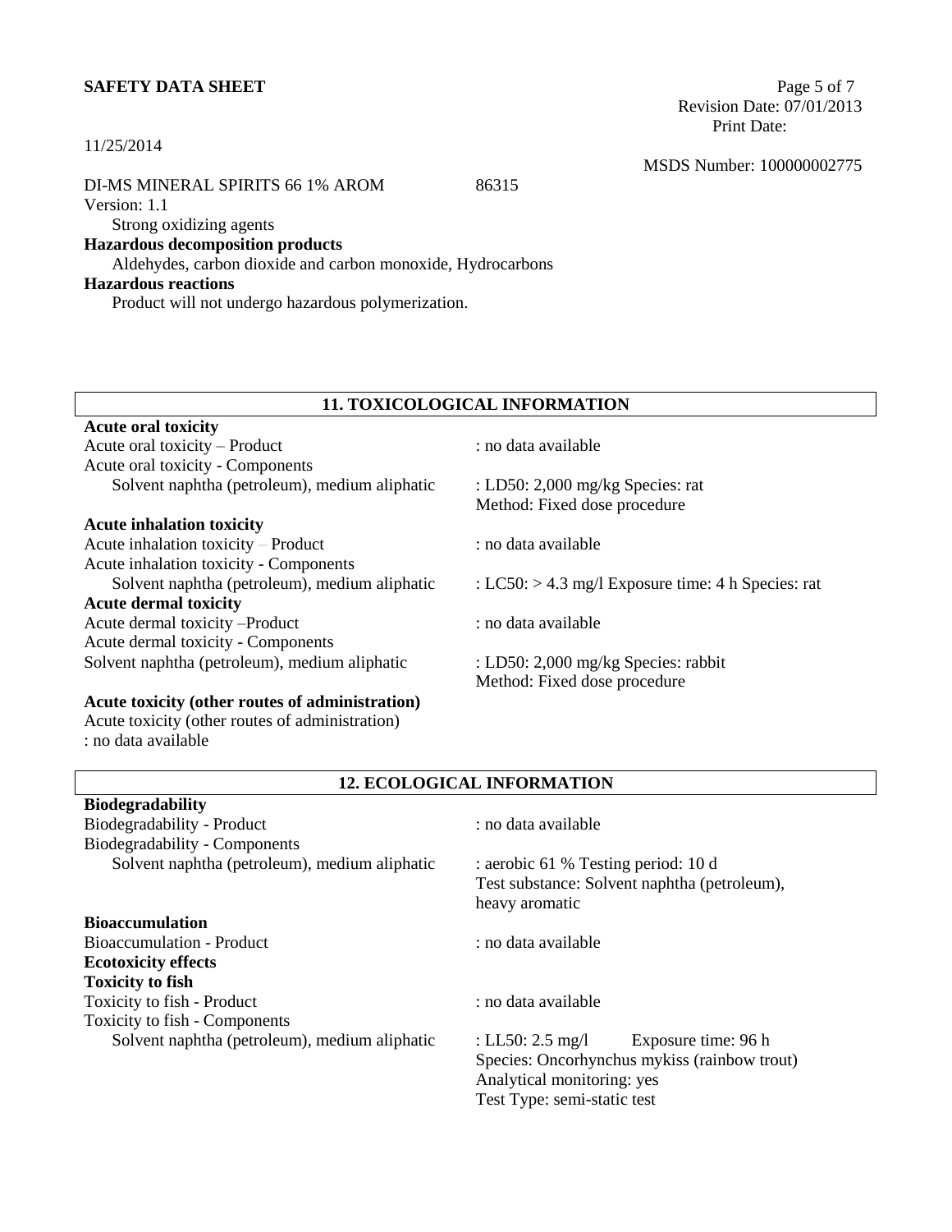DI-MS MINERAL SPIRITS 66 1% AROM 86315
Version: 1.1

Strong oxidizing agents

**Hazardous decomposition products**

Aldehydes, carbon dioxide and carbon monoxide, Hydrocarbons

**Hazardous reactions**

Product will not undergo hazardous polymerization.

## 11. TOXICOLOGICAL INFORMATION

**Acute oral toxicity**

| | |
|---|---|
| Acute oral toxicity – Product | : no data available |
| Acute oral toxicity - Components | |
| Solvent naphtha (petroleum), medium aliphatic | : LD50: 2,000 mg/kg Species: rat<br>Method: Fixed dose procedure |

**Acute inhalation toxicity**

| | |
|---|---|
| Acute inhalation toxicity – Product | : no data available |
| Acute inhalation toxicity - Components | |
| Solvent naphtha (petroleum), medium aliphatic | : LC50: > 4.3 mg/l Exposure time: 4 h Species: rat |

**Acute dermal toxicity**

| | |
|---|---|
| Acute dermal toxicity –Product | : no data available |
| Acute dermal toxicity - Components | |
| Solvent naphtha (petroleum), medium aliphatic | : LD50: 2,000 mg/kg Species: rabbit<br>Method: Fixed dose procedure |

**Acute toxicity (other routes of administration)**

Acute toxicity (other routes of administration)
: no data available

## 12. ECOLOGICAL INFORMATION

**Biodegradability**

| | |
|---|---|
| Biodegradability - Product | : no data available |
| Biodegradability - Components | |
| Solvent naphtha (petroleum), medium aliphatic | : aerobic 61 % Testing period: 10 d<br>Test substance: Solvent naphtha (petroleum), heavy aromatic |

**Bioaccumulation**

| | |
|---|---|
| Bioaccumulation - Product | : no data available |

**Ecotoxicity effects**

**Toxicity to fish**

| | |
|---|---|
| Toxicity to fish - Product | : no data available |
| Toxicity to fish - Components | |
| Solvent naphtha (petroleum), medium aliphatic | : LL50: 2.5 mg/l Exposure time: 96 h<br>Species: Oncorhynchus mykiss (rainbow trout)<br>Analytical monitoring: yes<br>Test Type: semi-static test |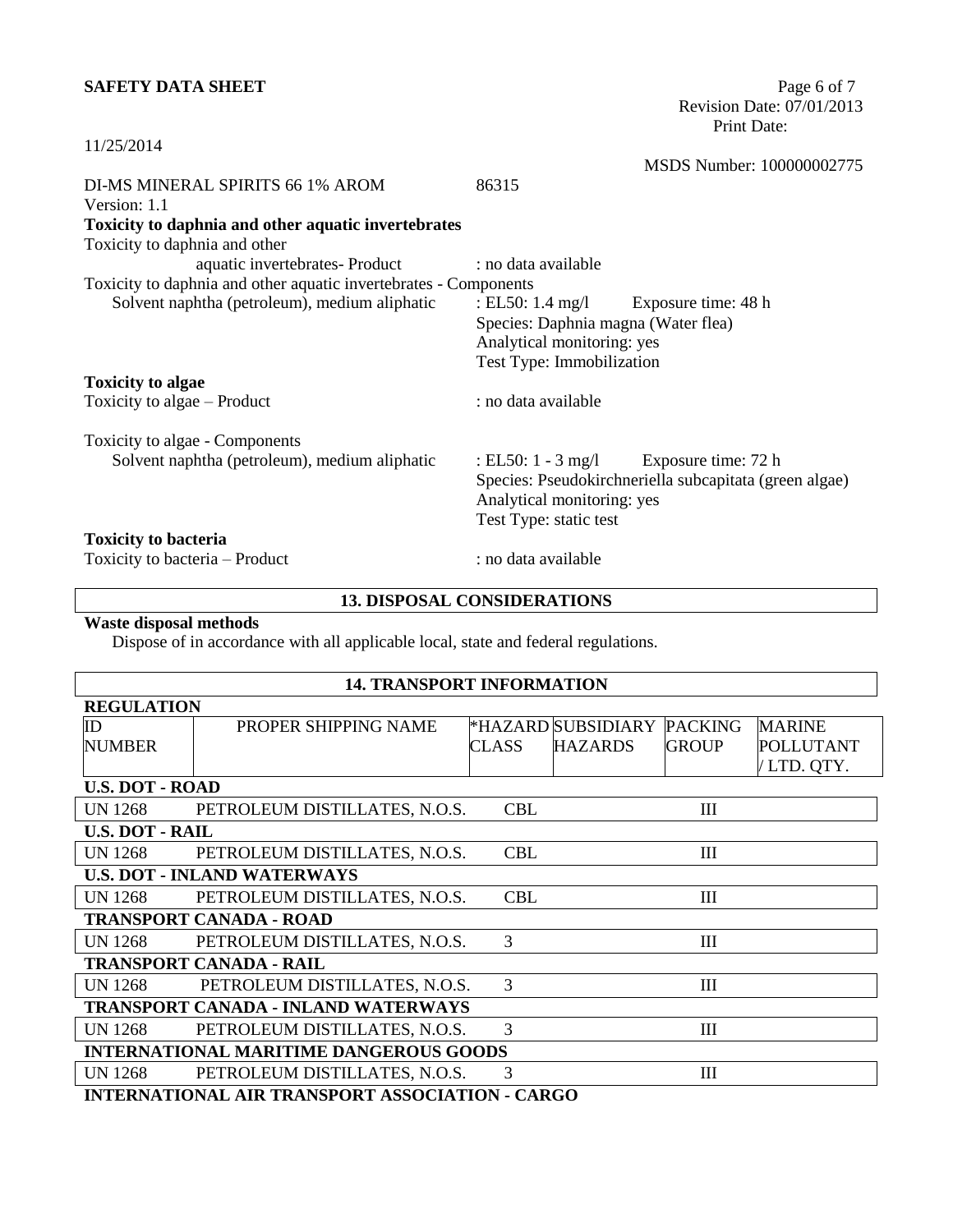DI-MS MINERAL SPIRITS 66 1% AROM 86315

Version: 1.1

**Toxicity to daphnia and other aquatic invertebrates**

Toxicity to daphnia and other aquatic invertebrates- Product : no data available

Toxicity to daphnia and other aquatic invertebrates - Components

Solvent naphtha (petroleum), medium aliphatic : EL50: 1.4 mg/l Exposure time: 48 h
Species: Daphnia magna (Water flea)
Analytical monitoring: yes
Test Type: Immobilization

**Toxicity to algae**

Toxicity to algae – Product : no data available

Toxicity to algae - Components

Solvent naphtha (petroleum), medium aliphatic : EL50: 1 - 3 mg/l Exposure time: 72 h
Species: Pseudokirchneriella subcapitata (green algae)
Analytical monitoring: yes
Test Type: static test

**Toxicity to bacteria**

Toxicity to bacteria – Product : no data available

## 13. DISPOSAL CONSIDERATIONS

**Waste disposal methods**

Dispose of in accordance with all applicable local, state and federal regulations.

## 14. TRANSPORT INFORMATION

**REGULATION**

| ID NUMBER | PROPER SHIPPING NAME | *HAZARD CLASS | SUBSIDIARY HAZARDS | PACKING GROUP | MARINE POLLUTANT / LTD. QTY. |
|---|---|---|---|---|---|
| **U.S. DOT - ROAD** | | | | | |
| UN 1268 | PETROLEUM DISTILLATES, N.O.S. | CBL | | III | |
| **U.S. DOT - RAIL** | | | | | |
| UN 1268 | PETROLEUM DISTILLATES, N.O.S. | CBL | | III | |
| **U.S. DOT - INLAND WATERWAYS** | | | | | |
| UN 1268 | PETROLEUM DISTILLATES, N.O.S. | CBL | | III | |
| **TRANSPORT CANADA - ROAD** | | | | | |
| UN 1268 | PETROLEUM DISTILLATES, N.O.S. | 3 | | III | |
| **TRANSPORT CANADA - RAIL** | | | | | |
| UN 1268 | PETROLEUM DISTILLATES, N.O.S. | 3 | | III | |
| **TRANSPORT CANADA - INLAND WATERWAYS** | | | | | |
| UN 1268 | PETROLEUM DISTILLATES, N.O.S. | 3 | | III | |
| **INTERNATIONAL MARITIME DANGEROUS GOODS** | | | | | |
| UN 1268 | PETROLEUM DISTILLATES, N.O.S. | 3 | | III | |

**INTERNATIONAL AIR TRANSPORT ASSOCIATION - CARGO**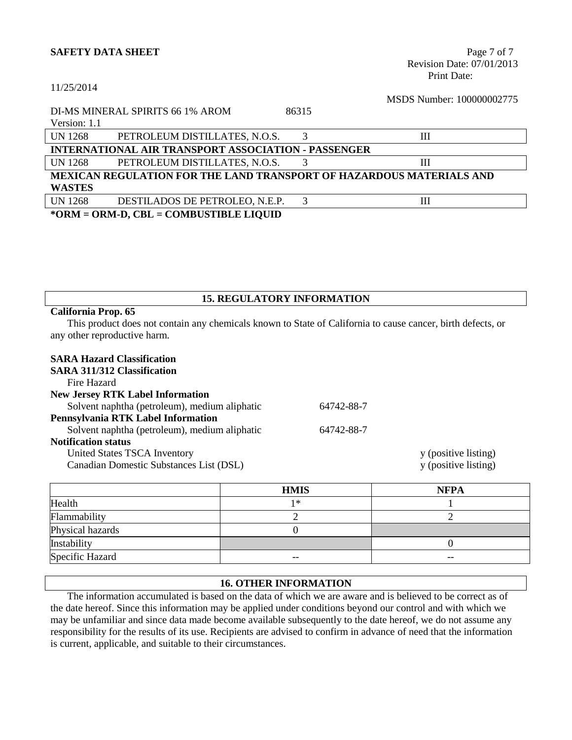DI-MS MINERAL SPIRITS 66 1% AROM 86315

Version: 1.1

| | | | |
|---|---|---|---|
| UN 1268 | PETROLEUM DISTILLATES, N.O.S. | 3 | III |

**INTERNATIONAL AIR TRANSPORT ASSOCIATION - PASSENGER**

| | | | |
|---|---|---|---|
| UN 1268 | PETROLEUM DISTILLATES, N.O.S. | 3 | III |

**MEXICAN REGULATION FOR THE LAND TRANSPORT OF HAZARDOUS MATERIALS AND WASTES**

| | | | |
|---|---|---|---|
| UN 1268 | DESTILADOS DE PETROLEO, N.E.P. | 3 | III |

***ORM = ORM-D, CBL = COMBUSTIBLE LIQUID**

## 15. REGULATORY INFORMATION

**California Prop. 65**

This product does not contain any chemicals known to State of California to cause cancer, birth defects, or any other reproductive harm.

**SARA Hazard Classification**

**SARA 311/312 Classification**

Fire Hazard

**New Jersey RTK Label Information**

Solvent naphtha (petroleum), medium aliphatic 64742-88-7

**Pennsylvania RTK Label Information**

Solvent naphtha (petroleum), medium aliphatic 64742-88-7

**Notification status**

United States TSCA Inventory y (positive listing)

Canadian Domestic Substances List (DSL) y (positive listing)

| | HMIS | NFPA |
|---|---|---|
| Health | 1* | 1 |
| Flammability | 2 | 2 |
| Physical hazards | 0 | |
| Instability | | 0 |
| Specific Hazard | -- | -- |

## 16. OTHER INFORMATION

The information accumulated is based on the data of which we are aware and is believed to be correct as of the date hereof. Since this information may be applied under conditions beyond our control and with which we may be unfamiliar and since data made become available subsequently to the date hereof, we do not assume any responsibility for the results of its use. Recipients are advised to confirm in advance of need that the information is current, applicable, and suitable to their circumstances.